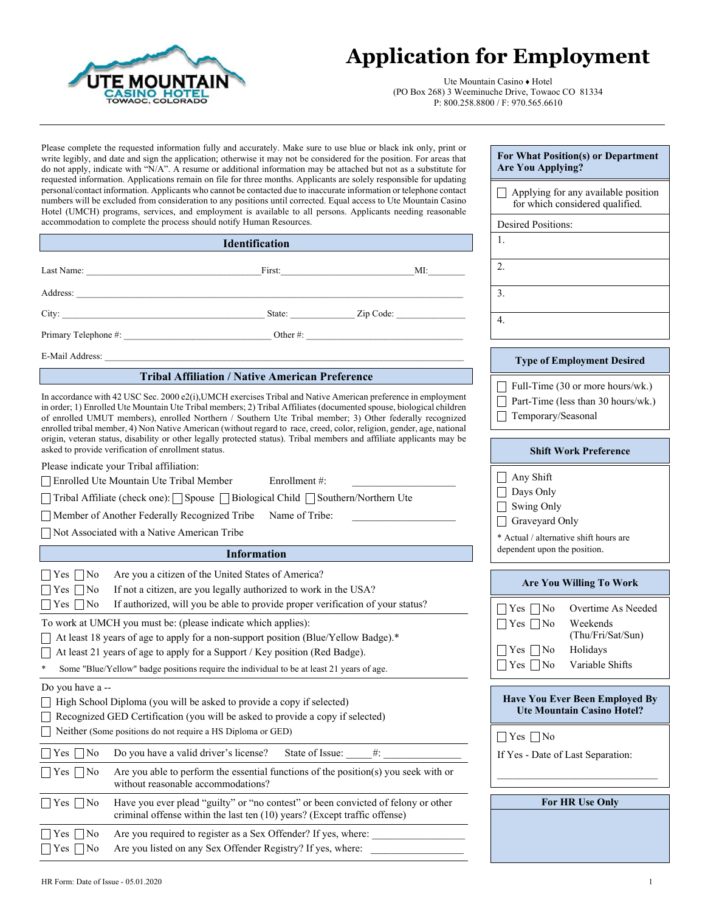# Application for Employment

Ute Mountain Casino ♦ Hotel
(PO Box 268) 3 Weeminuche Drive, Towaoc CO 81334
P: 800.258.8800 / F: 970.565.6610

Please complete the requested information fully and accurately. Make sure to use blue or black ink only, print or write legibly, and date and sign the application; otherwise it may not be considered for the position. For areas that do not apply, indicate with "N/A". A resume or additional information may be attached but not as a substitute for requested information. Applications remain on file for three months. Applicants are solely responsible for updating personal/contact information. Applicants who cannot be contacted due to inaccurate information or telephone contact numbers will be excluded from consideration to any positions until corrected. Equal access to Ute Mountain Casino Hotel (UMCH) programs, services, and employment is available to all persons. Applicants needing reasonable accommodation to complete the process should notify Human Resources.

## Identification

Last Name: ______________________ First: ______________________ MI: ________

Address: ____________________________________________

City: ______________________ State: __________ Zip Code: __________

Primary Telephone #: ______________________ Other #: ______________________

E-Mail Address: ____________________________________________

## Tribal Affiliation / Native American Preference

In accordance with 42 USC Sec. 2000 e2(i),UMCH exercises Tribal and Native American preference in employment in order; 1) Enrolled Ute Mountain Ute Tribal members; 2) Tribal Affiliates (documented spouse, biological children of enrolled UMUT members), enrolled Northern / Southern Ute Tribal member; 3) Other federally recognized enrolled tribal member, 4) Non Native American (without regard to race, creed, color, religion, gender, age, national origin, veteran status, disability or other legally protected status). Tribal members and affiliate applicants may be asked to provide verification of enrollment status.

Please indicate your Tribal affiliation:

- ☐ Enrolled Ute Mountain Ute Tribal Member Enrollment #: ____________
- ☐ Tribal Affiliate (check one): ☐ Spouse ☐ Biological Child ☐ Southern/Northern Ute
- ☐ Member of Another Federally Recognized Tribe Name of Tribe: ____________
- ☐ Not Associated with a Native American Tribe

## Information

- ☐ Yes ☐ No Are you a citizen of the United States of America?
- ☐ Yes ☐ No If not a citizen, are you legally authorized to work in the USA?
- ☐ Yes ☐ No If authorized, will you be able to provide proper verification of your status?

To work at UMCH you must be: (please indicate which applies):

- ☐ At least 18 years of age to apply for a non-support position (Blue/Yellow Badge).*
- ☐ At least 21 years of age to apply for a Support / Key position (Red Badge).

\* Some "Blue/Yellow" badge positions require the individual to be at least 21 years of age.

Do you have a --

- ☐ High School Diploma (you will be asked to provide a copy if selected)
- ☐ Recognized GED Certification (you will be asked to provide a copy if selected)
- ☐ Neither (Some positions do not require a HS Diploma or GED)

☐ Yes ☐ No Do you have a valid driver's license? State of Issue: _____ #: ______________

☐ Yes ☐ No Are you able to perform the essential functions of the position(s) you seek with or without reasonable accommodations?

☐ Yes ☐ No Have you ever plead "guilty" or "no contest" or been convicted of felony or other criminal offense within the last ten (10) years? (Except traffic offense)

- ☐ Yes ☐ No Are you required to register as a Sex Offender? If yes, where: ______________
- ☐ Yes ☐ No Are you listed on any Sex Offender Registry? If yes, where: ______________

## For What Position(s) or Department Are You Applying?

☐ Applying for any available position for which considered qualified.

Desired Positions:

1.
2.
3.
4.

## Type of Employment Desired

- ☐ Full-Time (30 or more hours/wk.)
- ☐ Part-Time (less than 30 hours/wk.)
- ☐ Temporary/Seasonal

## Shift Work Preference

- ☐ Any Shift
- ☐ Days Only
- ☐ Swing Only
- ☐ Graveyard Only

\* Actual / alternative shift hours are dependent upon the position.

## Are You Willing To Work

- ☐ Yes ☐ No Overtime As Needed
- ☐ Yes ☐ No Weekends (Thu/Fri/Sat/Sun)
- ☐ Yes ☐ No Holidays
- ☐ Yes ☐ No Variable Shifts

## Have You Ever Been Employed By Ute Mountain Casino Hotel?

☐ Yes ☐ No

If Yes - Date of Last Separation:

______________________________

## For HR Use Only

HR Form: Date of Issue - 05.01.2020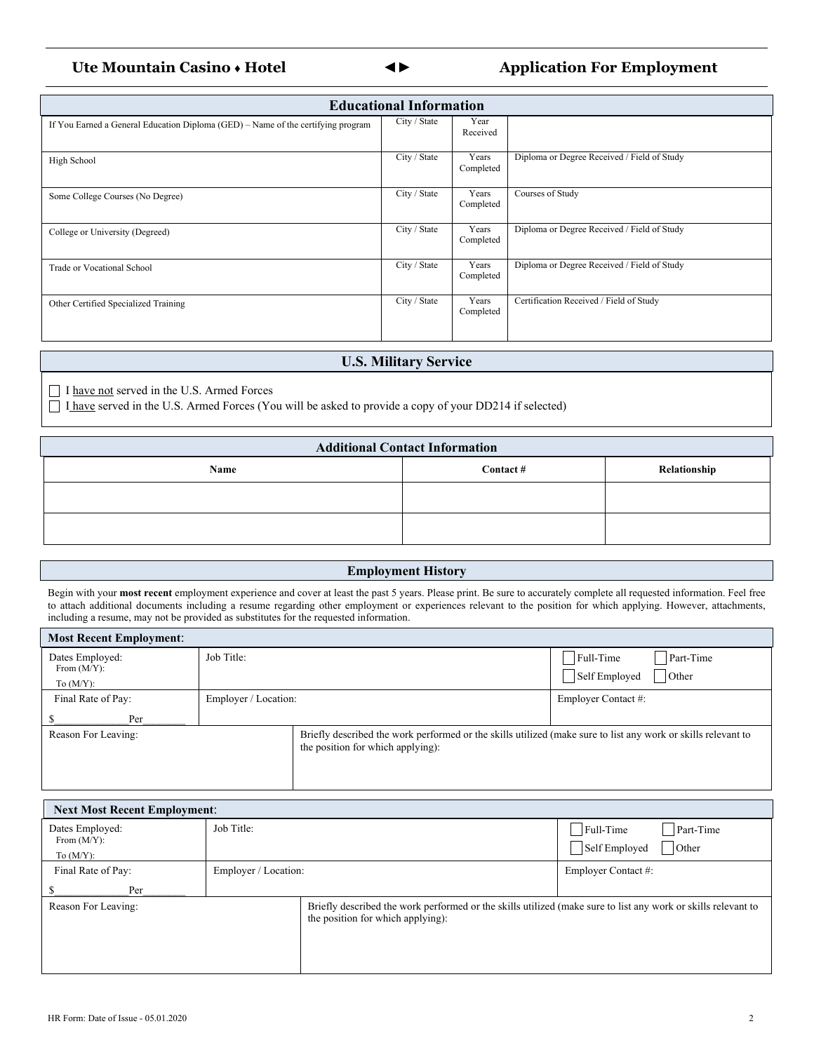## Educational Information

| | City / State | Year Received | |
|---|---|---|---|
| If You Earned a General Education Diploma (GED) – Name of the certifying program | | | |

| | City / State | Years Completed | |
|---|---|---|---|
| High School | | | Diploma or Degree Received / Field of Study |
| Some College Courses (No Degree) | | | Courses of Study |
| College or University (Degreed) | | | Diploma or Degree Received / Field of Study |
| Trade or Vocational School | | | Diploma or Degree Received / Field of Study |
| Other Certified Specialized Training | | | Certification Received / Field of Study |

## U.S. Military Service

☐ I have not served in the U.S. Armed Forces

☐ I have served in the U.S. Armed Forces (You will be asked to provide a copy of your DD214 if selected)

## Additional Contact Information

| Name | Contact # | Relationship |
|---|---|---|
| | | |
| | | |

## Employment History

Begin with your **most recent** employment experience and cover at least the past 5 years. Please print. Be sure to accurately complete all requested information. Feel free to attach additional documents including a resume regarding other employment or experiences relevant to the position for which applying. However, attachments, including a resume, may not be provided as substitutes for the requested information.

### Most Recent Employment:

| Dates Employed: From (M/Y): To (M/Y): | Job Title: | ☐ Full-Time ☐ Part-Time ☐ Self Employed ☐ Other |
|---|---|---|
| Final Rate of Pay: $\_\_\_\_\_\_\_\_\_\_ Per\_\_\_\_\_\_ | Employer / Location: | Employer Contact #: |
| Reason For Leaving: | Briefly described the work performed or the skills utilized (make sure to list any work or skills relevant to the position for which applying): | |

### Next Most Recent Employment:

| Dates Employed: From (M/Y): To (M/Y): | Job Title: | ☐ Full-Time ☐ Part-Time ☐ Self Employed ☐ Other |
|---|---|---|
| Final Rate of Pay: $\_\_\_\_\_\_\_\_\_\_ Per\_\_\_\_\_\_ | Employer / Location: | Employer Contact #: |
| Reason For Leaving: | Briefly described the work performed or the skills utilized (make sure to list any work or skills relevant to the position for which applying): | |

HR Form: Date of Issue - 05.01.2020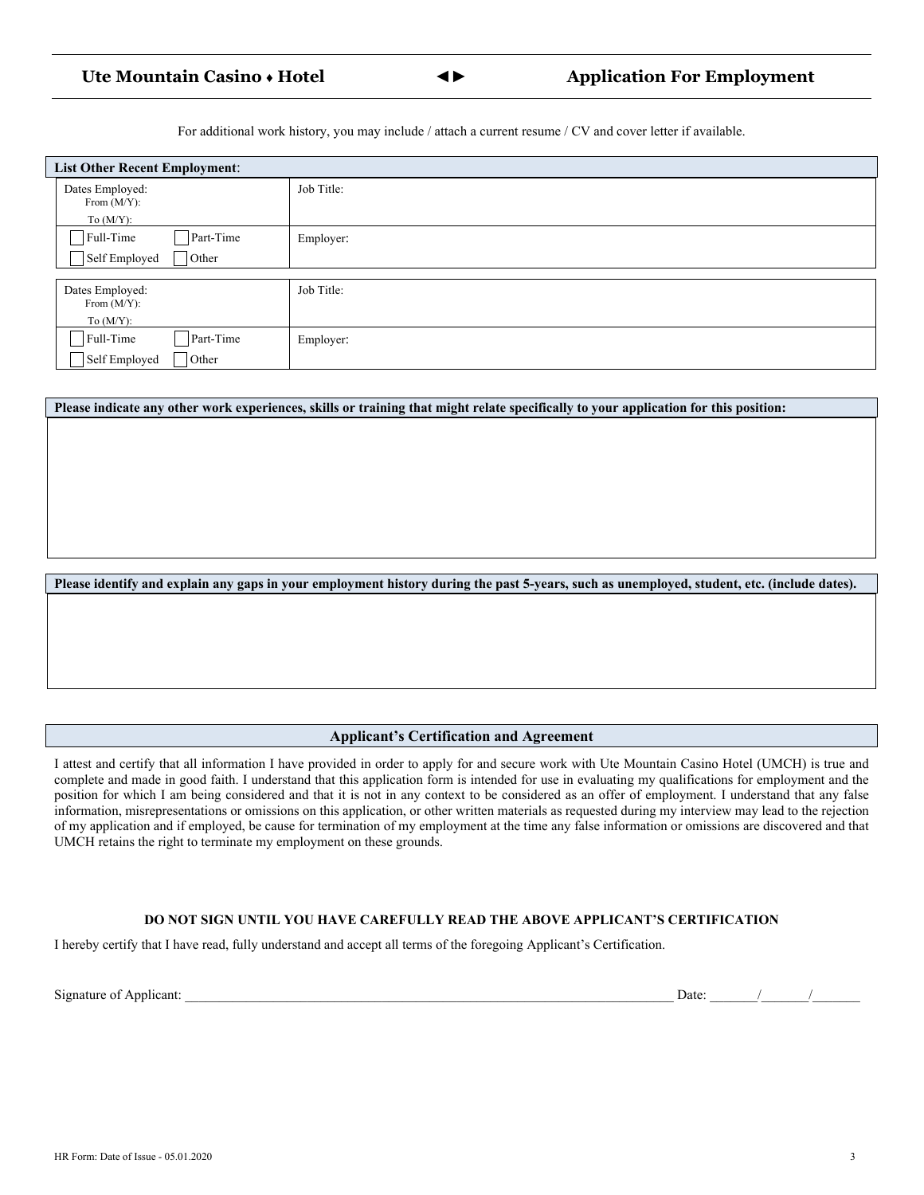**Ute Mountain Casino ♦ Hotel** ◄► **Application For Employment**

For additional work history, you may include / attach a current resume / CV and cover letter if available.

**List Other Recent Employment**:

| | |
|---|---|
| Dates Employed:<br>From (M/Y):<br>To (M/Y): | Job Title: |
| ☐ Full-Time ☐ Part-Time<br>☐ Self Employed ☐ Other | Employer: |

| | |
|---|---|
| Dates Employed:<br>From (M/Y):<br>To (M/Y): | Job Title: |
| ☐ Full-Time ☐ Part-Time<br>☐ Self Employed ☐ Other | Employer: |

**Please indicate any other work experiences, skills or training that might relate specifically to your application for this position:**

**Please identify and explain any gaps in your employment history during the past 5-years, such as unemployed, student, etc. (include dates).**

## Applicant's Certification and Agreement

I attest and certify that all information I have provided in order to apply for and secure work with Ute Mountain Casino Hotel (UMCH) is true and complete and made in good faith. I understand that this application form is intended for use in evaluating my qualifications for employment and the position for which I am being considered and that it is not in any context to be considered as an offer of employment. I understand that any false information, misrepresentations or omissions on this application, or other written materials as requested during my interview may lead to the rejection of my application and if employed, be cause for termination of my employment at the time any false information or omissions are discovered and that UMCH retains the right to terminate my employment on these grounds.

**DO NOT SIGN UNTIL YOU HAVE CAREFULLY READ THE ABOVE APPLICANT'S CERTIFICATION**

I hereby certify that I have read, fully understand and accept all terms of the foregoing Applicant's Certification.

Signature of Applicant: ______________________________________________ Date: ______/______/______

HR Form: Date of Issue - 05.01.2020